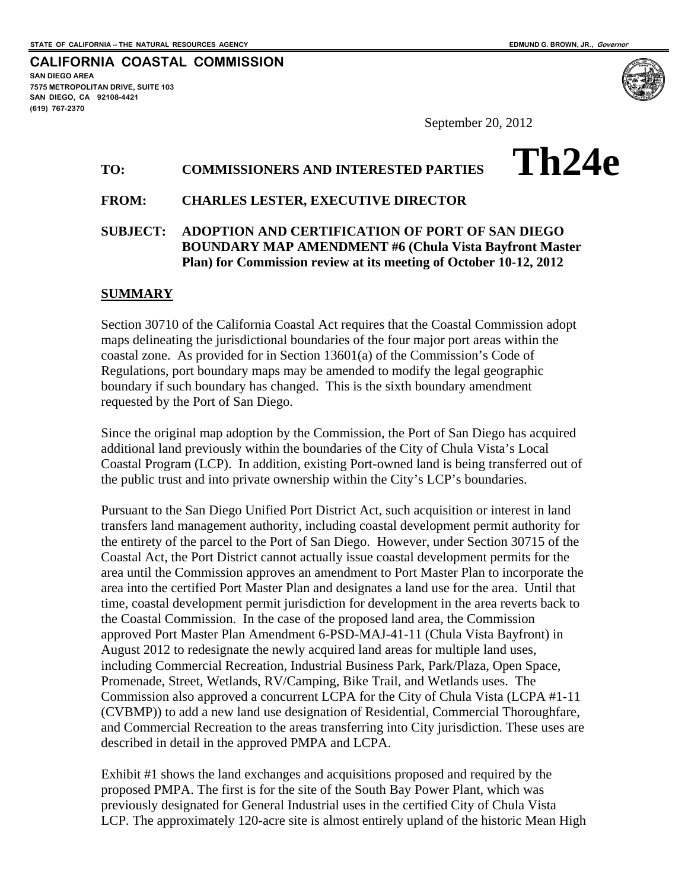STATE OF CALIFORNIA -- THE NATURAL RESOURCES AGENCY

EDMUND G. BROWN, JR., *Governor*

**CALIFORNIA COASTAL COMMISSION**

SAN DIEGO AREA
7575 METROPOLITAN DRIVE, SUITE 103
SAN DIEGO, CA 92108-4421
(619) 767-2370

September 20, 2012

# Th24e

**TO:** **COMMISSIONERS AND INTERESTED PARTIES**

**FROM:** **CHARLES LESTER, EXECUTIVE DIRECTOR**

**SUBJECT:** **ADOPTION AND CERTIFICATION OF PORT OF SAN DIEGO BOUNDARY MAP AMENDMENT #6 (Chula Vista Bayfront Master Plan) for Commission review at its meeting of October 10-12, 2012**

## SUMMARY

Section 30710 of the California Coastal Act requires that the Coastal Commission adopt maps delineating the jurisdictional boundaries of the four major port areas within the coastal zone. As provided for in Section 13601(a) of the Commission's Code of Regulations, port boundary maps may be amended to modify the legal geographic boundary if such boundary has changed. This is the sixth boundary amendment requested by the Port of San Diego.

Since the original map adoption by the Commission, the Port of San Diego has acquired additional land previously within the boundaries of the City of Chula Vista's Local Coastal Program (LCP). In addition, existing Port-owned land is being transferred out of the public trust and into private ownership within the City's LCP's boundaries.

Pursuant to the San Diego Unified Port District Act, such acquisition or interest in land transfers land management authority, including coastal development permit authority for the entirety of the parcel to the Port of San Diego. However, under Section 30715 of the Coastal Act, the Port District cannot actually issue coastal development permits for the area until the Commission approves an amendment to Port Master Plan to incorporate the area into the certified Port Master Plan and designates a land use for the area. Until that time, coastal development permit jurisdiction for development in the area reverts back to the Coastal Commission. In the case of the proposed land area, the Commission approved Port Master Plan Amendment 6-PSD-MAJ-41-11 (Chula Vista Bayfront) in August 2012 to redesignate the newly acquired land areas for multiple land uses, including Commercial Recreation, Industrial Business Park, Park/Plaza, Open Space, Promenade, Street, Wetlands, RV/Camping, Bike Trail, and Wetlands uses. The Commission also approved a concurrent LCPA for the City of Chula Vista (LCPA #1-11 (CVBMP)) to add a new land use designation of Residential, Commercial Thoroughfare, and Commercial Recreation to the areas transferring into City jurisdiction. These uses are described in detail in the approved PMPA and LCPA.

Exhibit #1 shows the land exchanges and acquisitions proposed and required by the proposed PMPA. The first is for the site of the South Bay Power Plant, which was previously designated for General Industrial uses in the certified City of Chula Vista LCP. The approximately 120-acre site is almost entirely upland of the historic Mean High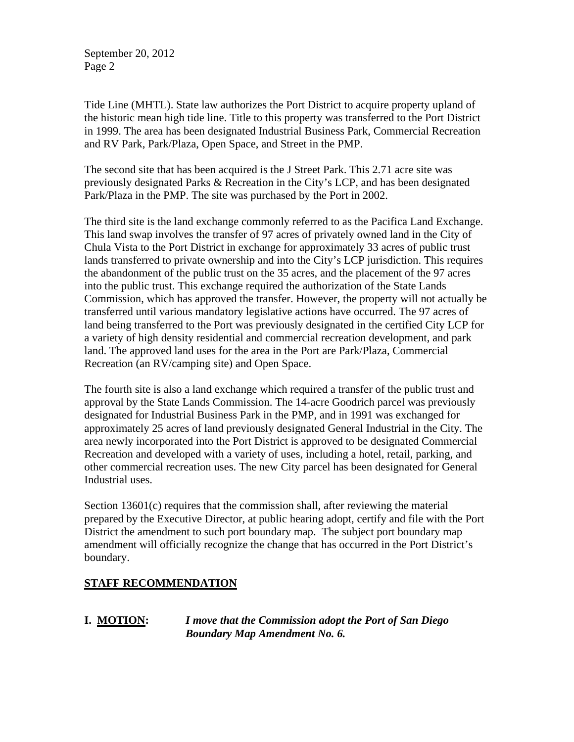Tide Line (MHTL). State law authorizes the Port District to acquire property upland of the historic mean high tide line. Title to this property was transferred to the Port District in 1999. The area has been designated Industrial Business Park, Commercial Recreation and RV Park, Park/Plaza, Open Space, and Street in the PMP.

The second site that has been acquired is the J Street Park. This 2.71 acre site was previously designated Parks & Recreation in the City's LCP, and has been designated Park/Plaza in the PMP. The site was purchased by the Port in 2002.

The third site is the land exchange commonly referred to as the Pacifica Land Exchange. This land swap involves the transfer of 97 acres of privately owned land in the City of Chula Vista to the Port District in exchange for approximately 33 acres of public trust lands transferred to private ownership and into the City's LCP jurisdiction. This requires the abandonment of the public trust on the 35 acres, and the placement of the 97 acres into the public trust. This exchange required the authorization of the State Lands Commission, which has approved the transfer. However, the property will not actually be transferred until various mandatory legislative actions have occurred. The 97 acres of land being transferred to the Port was previously designated in the certified City LCP for a variety of high density residential and commercial recreation development, and park land. The approved land uses for the area in the Port are Park/Plaza, Commercial Recreation (an RV/camping site) and Open Space.

The fourth site is also a land exchange which required a transfer of the public trust and approval by the State Lands Commission. The 14-acre Goodrich parcel was previously designated for Industrial Business Park in the PMP, and in 1991 was exchanged for approximately 25 acres of land previously designated General Industrial in the City. The area newly incorporated into the Port District is approved to be designated Commercial Recreation and developed with a variety of uses, including a hotel, retail, parking, and other commercial recreation uses. The new City parcel has been designated for General Industrial uses.

Section 13601(c) requires that the commission shall, after reviewing the material prepared by the Executive Director, at public hearing adopt, certify and file with the Port District the amendment to such port boundary map. The subject port boundary map amendment will officially recognize the change that has occurred in the Port District's boundary.

## STAFF RECOMMENDATION

**I. MOTION:** ***I move that the Commission adopt the Port of San Diego Boundary Map Amendment No. 6.***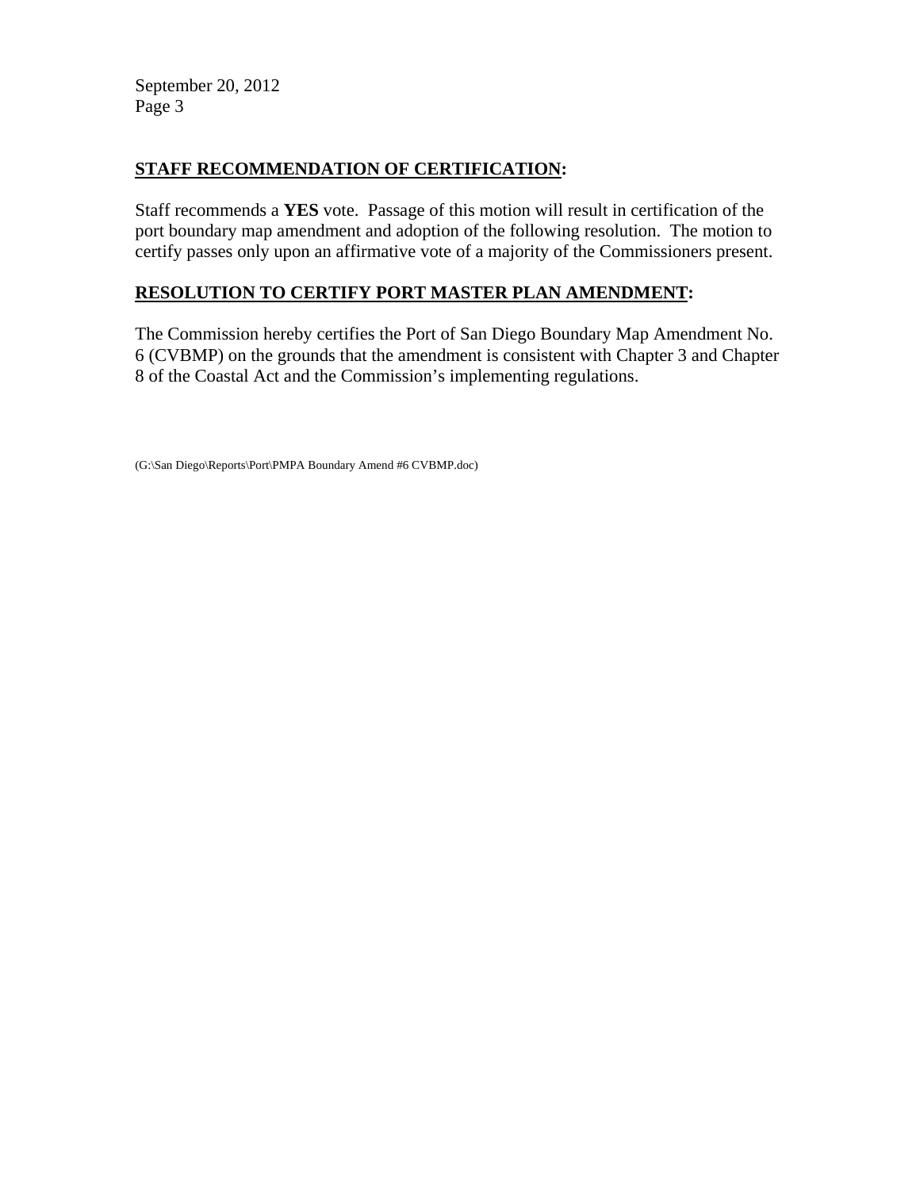## **STAFF RECOMMENDATION OF CERTIFICATION:**

Staff recommends a **YES** vote. Passage of this motion will result in certification of the port boundary map amendment and adoption of the following resolution. The motion to certify passes only upon an affirmative vote of a majority of the Commissioners present.

## **RESOLUTION TO CERTIFY PORT MASTER PLAN AMENDMENT:**

The Commission hereby certifies the Port of San Diego Boundary Map Amendment No. 6 (CVBMP) on the grounds that the amendment is consistent with Chapter 3 and Chapter 8 of the Coastal Act and the Commission's implementing regulations.

(G:\San Diego\Reports\Port\PMPA Boundary Amend #6 CVBMP.doc)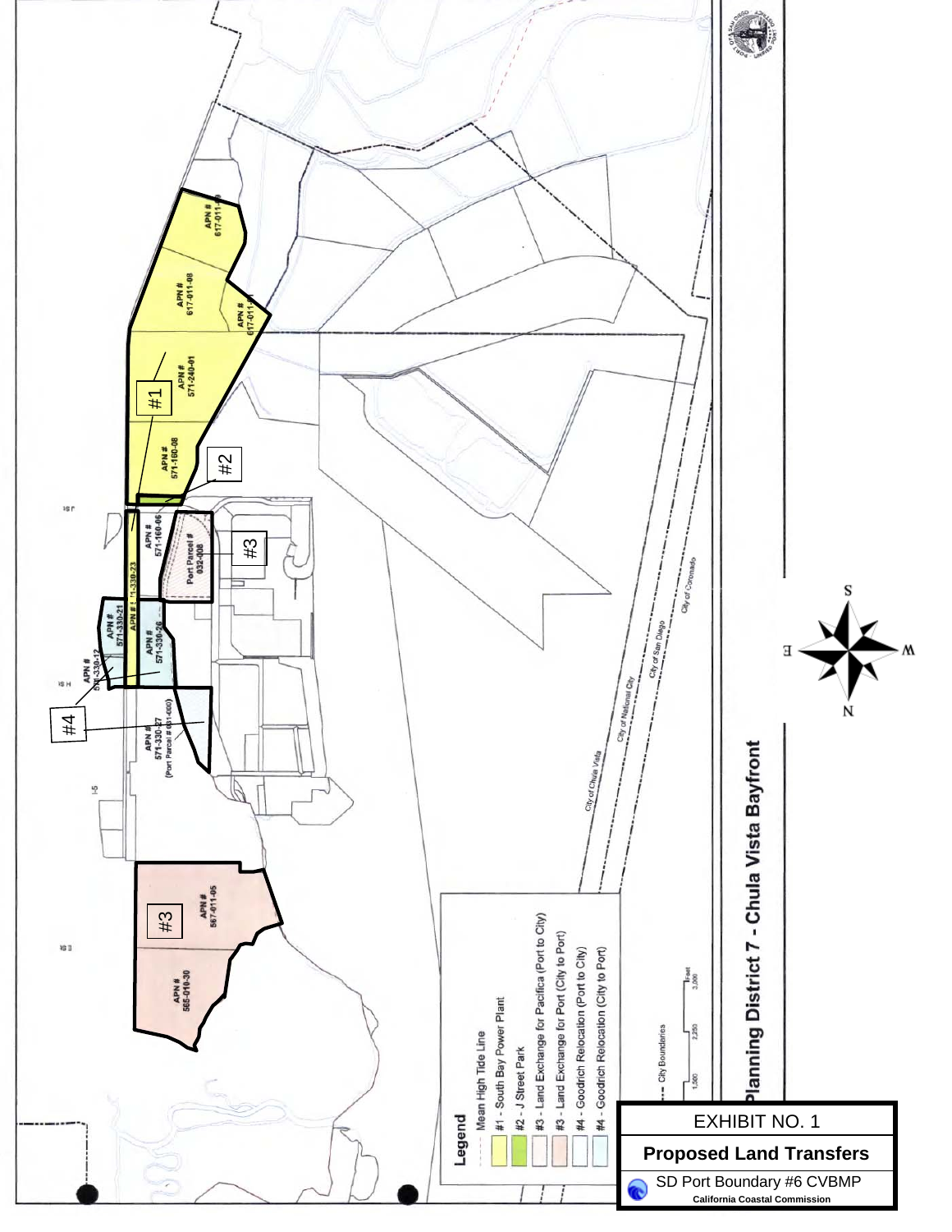# Planning District 7 - Chula Vista Bayfront

**EXHIBIT NO. 1**

**Proposed Land Transfers**

SD Port Boundary #6 CVBMP

California Coastal Commission

**Legend**

- Mean High Tide Line
- #1 - South Bay Power Plant
- #2 - J Street Park
- #3 - Land Exchange for Pacifica (Port to City)
- #3 - Land Exchange for Port (City to Port)
- #4 - Goodrich Relocation (Port to City)
- #4 - Goodrich Relocation (City to Port)
- City Boundaries

Feet

1,500 2,250 3,000

#1

APN # 617-011-

APN # 617-011-08

APN # 617-011-

APN # 571-240-01

APN # 571-160-08

#2

APN # 571-160-06

Port Parcel # 032-008

#3

APN # 571-330-23

APN # 571-330-21

APN # 571-330-26

APN # 571-330-12

#4

APN # 571-330-27 (Port Parcel # 031-000)

APN # 567-011-05

#3

APN # 565-010-30

I-5

City of Chula Vista

City of National City

City of San Diego

City of Coronado

N

S

E

W